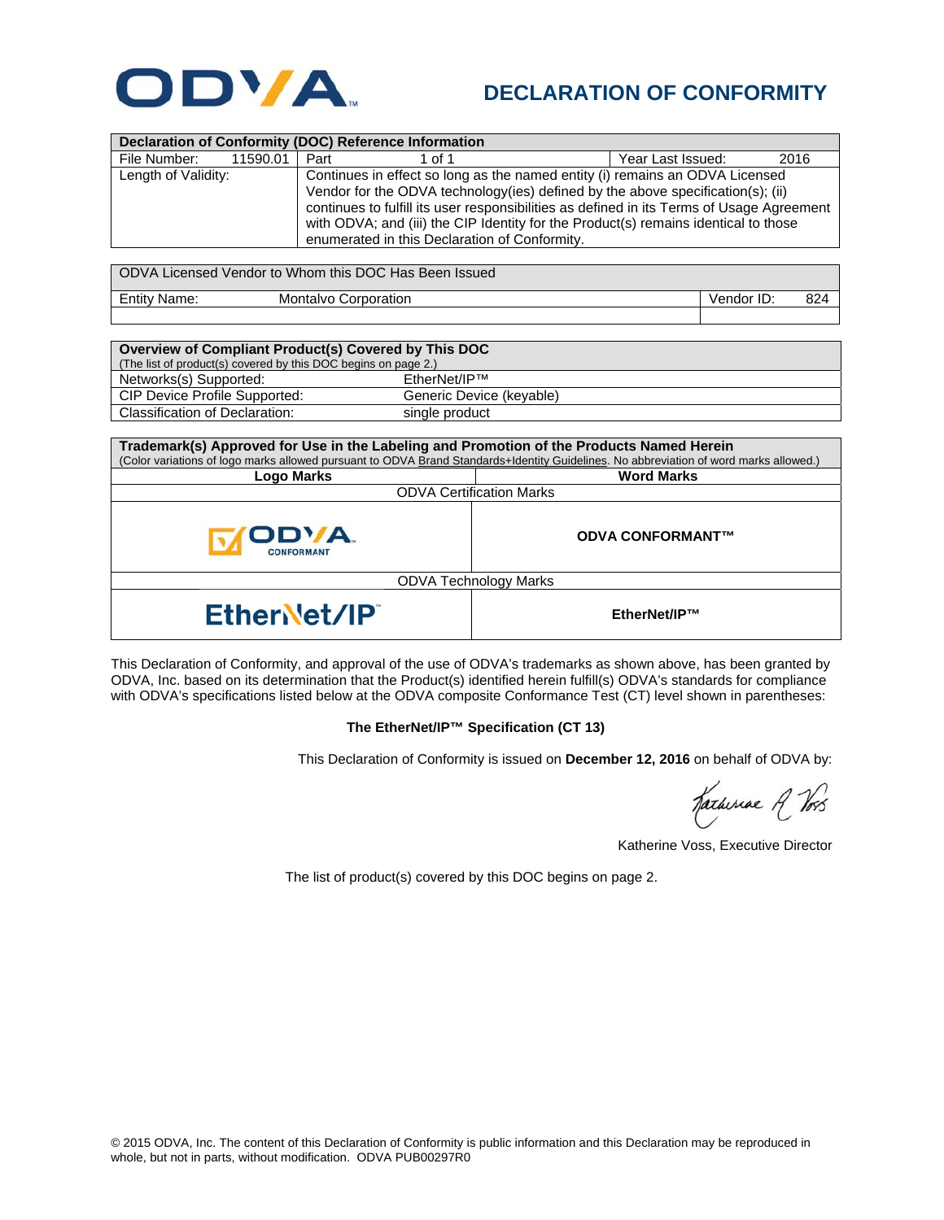# DECLARATION OF CONFORMITY

| Declaration of Conformity (DOC) Reference Information | | | |
|---|---|---|---|
| File Number: 11590.01 | Part 1 of 1 | Year Last Issued: | 2016 |
| Length of Validity: | Continues in effect so long as the named entity (i) remains an ODVA Licensed Vendor for the ODVA technology(ies) defined by the above specification(s); (ii) continues to fulfill its user responsibilities as defined in its Terms of Usage Agreement with ODVA; and (iii) the CIP Identity for the Product(s) remains identical to those enumerated in this Declaration of Conformity. | | |

| ODVA Licensed Vendor to Whom this DOC Has Been Issued | | |
|---|---|---|
| Entity Name: | Montalvo Corporation | Vendor ID: 824 |

| Overview of Compliant Product(s) Covered by This DOC (The list of product(s) covered by this DOC begins on page 2.) | |
|---|---|
| Networks(s) Supported: | EtherNet/IP™ |
| CIP Device Profile Supported: | Generic Device (keyable) |
| Classification of Declaration: | single product |

| Trademark(s) Approved for Use in the Labeling and Promotion of the Products Named Herein (Color variations of logo marks allowed pursuant to ODVA Brand Standards+Identity Guidelines. No abbreviation of word marks allowed.) | |
|---|---|
| **Logo Marks** | **Word Marks** |
| ODVA Certification Marks | |
| ODVA CONFORMANT | **ODVA CONFORMANT™** |
| ODVA Technology Marks | |
| EtherNet/IP | **EtherNet/IP™** |

This Declaration of Conformity, and approval of the use of ODVA's trademarks as shown above, has been granted by ODVA, Inc. based on its determination that the Product(s) identified herein fulfill(s) ODVA's standards for compliance with ODVA's specifications listed below at the ODVA composite Conformance Test (CT) level shown in parentheses:

**The EtherNet/IP™ Specification (CT 13)**

This Declaration of Conformity is issued on **December 12, 2016** on behalf of ODVA by:

Katherine Voss, Executive Director

The list of product(s) covered by this DOC begins on page 2.

© 2015 ODVA, Inc. The content of this Declaration of Conformity is public information and this Declaration may be reproduced in whole, but not in parts, without modification. ODVA PUB00297R0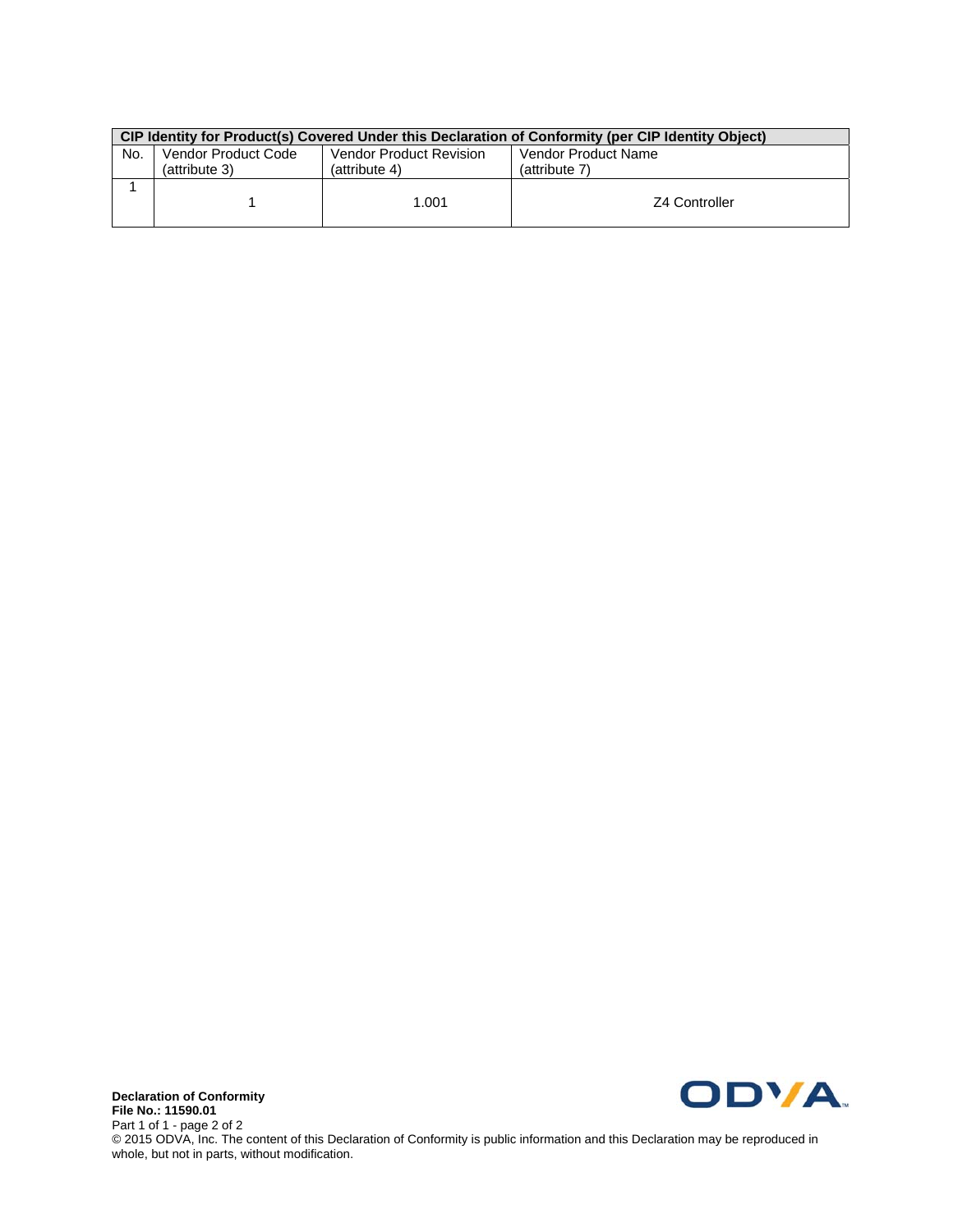| CIP Identity for Product(s) Covered Under this Declaration of Conformity (per CIP Identity Object) | | | |
|---|---|---|---|
| No. | Vendor Product Code (attribute 3) | Vendor Product Revision (attribute 4) | Vendor Product Name (attribute 7) |
| 1 | 1 | 1.001 | Z4 Controller |

**Declaration of Conformity**
**File No.: 11590.01**
Part 1 of 1 - page 2 of 2
© 2015 ODVA, Inc. The content of this Declaration of Conformity is public information and this Declaration may be reproduced in whole, but not in parts, without modification.